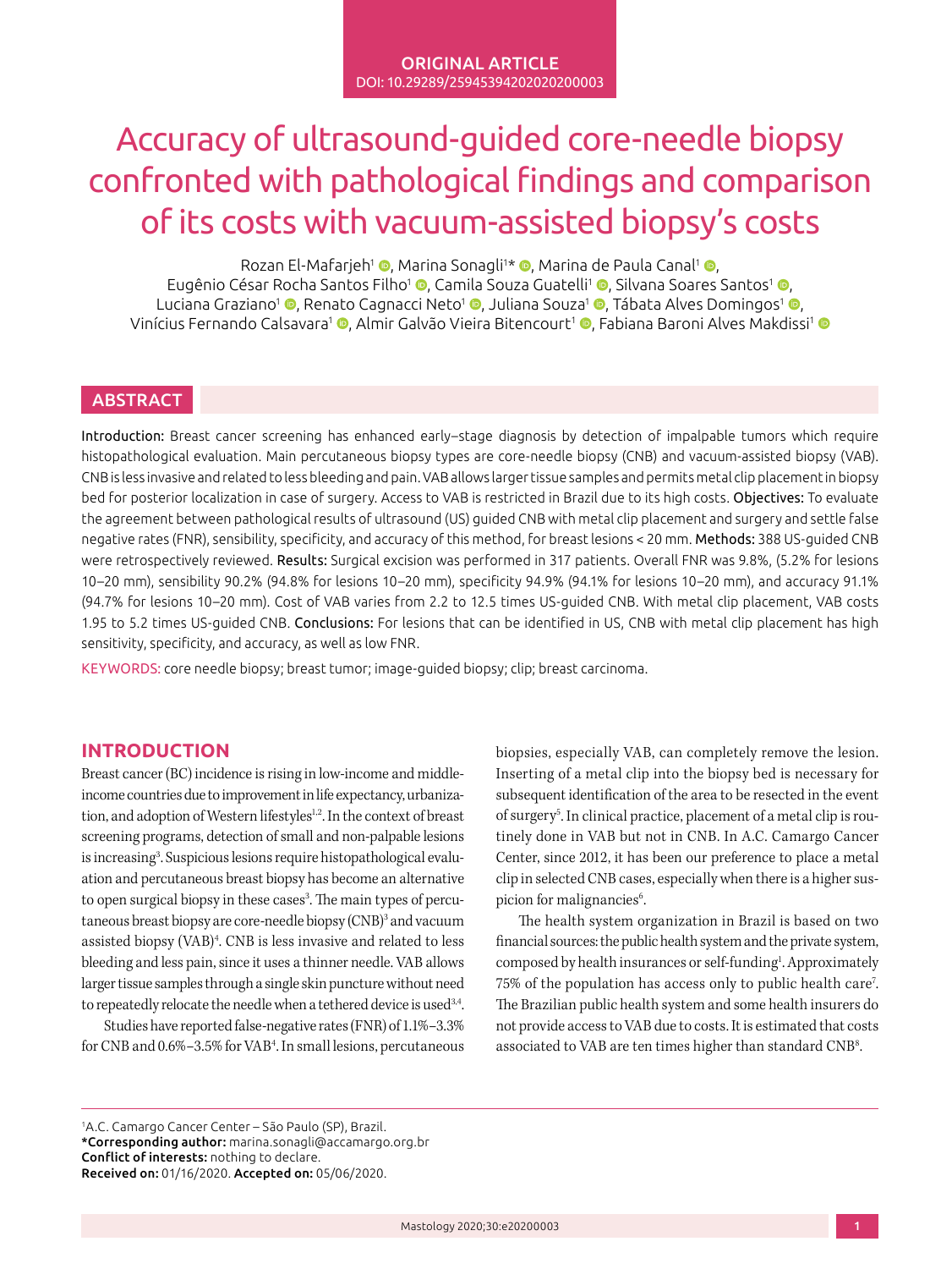ORIGINAL ARTICLE
DOI: 10.29289/25945394202020200003

# Accuracy of ultrasound-guided core-needle biopsy confronted with pathological findings and comparison of its costs with vacuum-assisted biopsy's costs

Rozan El-Mafarjeh[1], Marina Sonagli[1]*, Marina de Paula Canal[1], Eugênio César Rocha Santos Filho[1], Camila Souza Guatelli[1], Silvana Soares Santos[1], Luciana Graziano[1], Renato Cagnacci Neto[1], Juliana Souza[1], Tábata Alves Domingos[1], Vinícius Fernando Calsavara[1], Almir Galvão Vieira Bitencourt[1], Fabiana Baroni Alves Makdissi[1]

## ABSTRACT

**Introduction:** Breast cancer screening has enhanced early–stage diagnosis by detection of impalpable tumors which require histopathological evaluation. Main percutaneous biopsy types are core-needle biopsy (CNB) and vacuum-assisted biopsy (VAB). CNB is less invasive and related to less bleeding and pain. VAB allows larger tissue samples and permits metal clip placement in biopsy bed for posterior localization in case of surgery. Access to VAB is restricted in Brazil due to its high costs. **Objectives:** To evaluate the agreement between pathological results of ultrasound (US) guided CNB with metal clip placement and surgery and settle false negative rates (FNR), sensibility, specificity, and accuracy of this method, for breast lesions < 20 mm. **Methods:** 388 US-guided CNB were retrospectively reviewed. **Results:** Surgical excision was performed in 317 patients. Overall FNR was 9.8%, (5.2% for lesions 10–20 mm), sensibility 90.2% (94.8% for lesions 10–20 mm), specificity 94.9% (94.1% for lesions 10–20 mm), and accuracy 91.1% (94.7% for lesions 10–20 mm). Cost of VAB varies from 2.2 to 12.5 times US-guided CNB. With metal clip placement, VAB costs 1.95 to 5.2 times US-guided CNB. **Conclusions:** For lesions that can be identified in US, CNB with metal clip placement has high sensitivity, specificity, and accuracy, as well as low FNR.

**KEYWORDS:** core needle biopsy; breast tumor; image-guided biopsy; clip; breast carcinoma.

## INTRODUCTION

Breast cancer (BC) incidence is rising in low-income and middle-income countries due to improvement in life expectancy, urbanization, and adoption of Western lifestyles[1,2]. In the context of breast screening programs, detection of small and non-palpable lesions is increasing[3]. Suspicious lesions require histopathological evaluation and percutaneous breast biopsy has become an alternative to open surgical biopsy in these cases[3]. The main types of percutaneous breast biopsy are core-needle biopsy (CNB)[3] and vacuum assisted biopsy (VAB)[4]. CNB is less invasive and related to less bleeding and less pain, since it uses a thinner needle. VAB allows larger tissue samples through a single skin puncture without need to repeatedly relocate the needle when a tethered device is used[3,4].

Studies have reported false-negative rates (FNR) of 1.1%–3.3% for CNB and 0.6%–3.5% for VAB[4]. In small lesions, percutaneous biopsies, especially VAB, can completely remove the lesion. Inserting of a metal clip into the biopsy bed is necessary for subsequent identification of the area to be resected in the event of surgery[5]. In clinical practice, placement of a metal clip is routinely done in VAB but not in CNB. In A.C. Camargo Cancer Center, since 2012, it has been our preference to place a metal clip in selected CNB cases, especially when there is a higher suspicion for malignancies[6].

The health system organization in Brazil is based on two financial sources: the public health system and the private system, composed by health insurances or self-funding[1]. Approximately 75% of the population has access only to public health care[7]. The Brazilian public health system and some health insurers do not provide access to VAB due to costs. It is estimated that costs associated to VAB are ten times higher than standard CNB[8].

[1]A.C. Camargo Cancer Center – São Paulo (SP), Brazil.
**\*Corresponding author:** marina.sonagli@accamargo.org.br
**Conflict of interests:** nothing to declare.
**Received on:** 01/16/2020. **Accepted on:** 05/06/2020.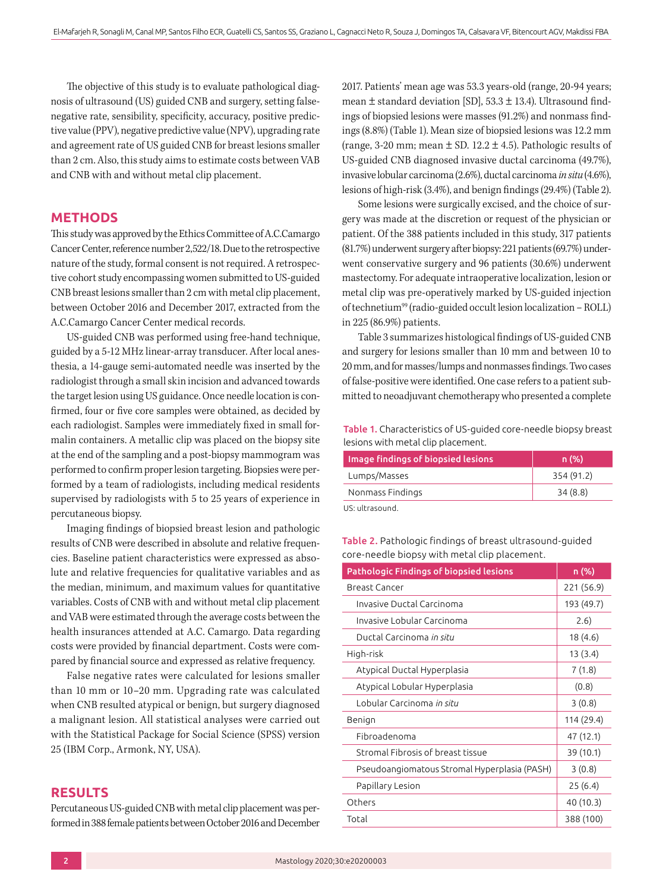The objective of this study is to evaluate pathological diagnosis of ultrasound (US) guided CNB and surgery, setting false-negative rate, sensibility, specificity, accuracy, positive predictive value (PPV), negative predictive value (NPV), upgrading rate and agreement rate of US guided CNB for breast lesions smaller than 2 cm. Also, this study aims to estimate costs between VAB and CNB with and without metal clip placement.

## METHODS

This study was approved by the Ethics Committee of A.C.Camargo Cancer Center, reference number 2,522/18. Due to the retrospective nature of the study, formal consent is not required. A retrospective cohort study encompassing women submitted to US-guided CNB breast lesions smaller than 2 cm with metal clip placement, between October 2016 and December 2017, extracted from the A.C.Camargo Cancer Center medical records.

US-guided CNB was performed using free-hand technique, guided by a 5-12 MHz linear-array transducer. After local anesthesia, a 14-gauge semi-automated needle was inserted by the radiologist through a small skin incision and advanced towards the target lesion using US guidance. Once needle location is confirmed, four or five core samples were obtained, as decided by each radiologist. Samples were immediately fixed in small formalin containers. A metallic clip was placed on the biopsy site at the end of the sampling and a post-biopsy mammogram was performed to confirm proper lesion targeting. Biopsies were performed by a team of radiologists, including medical residents supervised by radiologists with 5 to 25 years of experience in percutaneous biopsy.

Imaging findings of biopsied breast lesion and pathologic results of CNB were described in absolute and relative frequencies. Baseline patient characteristics were expressed as absolute and relative frequencies for qualitative variables and as the median, minimum, and maximum values for quantitative variables. Costs of CNB with and without metal clip placement and VAB were estimated through the average costs between the health insurances attended at A.C. Camargo. Data regarding costs were provided by financial department. Costs were compared by financial source and expressed as relative frequency.

False negative rates were calculated for lesions smaller than 10 mm or 10–20 mm. Upgrading rate was calculated when CNB resulted atypical or benign, but surgery diagnosed a malignant lesion. All statistical analyses were carried out with the Statistical Package for Social Science (SPSS) version 25 (IBM Corp., Armonk, NY, USA).

## RESULTS

Percutaneous US-guided CNB with metal clip placement was performed in 388 female patients between October 2016 and December 2017. Patients' mean age was 53.3 years-old (range, 20-94 years; mean ± standard deviation [SD], 53.3 ± 13.4). Ultrasound findings of biopsied lesions were masses (91.2%) and nonmass findings (8.8%) (Table 1). Mean size of biopsied lesions was 12.2 mm (range, 3-20 mm; mean ± SD. 12.2 ± 4.5). Pathologic results of US-guided CNB diagnosed invasive ductal carcinoma (49.7%), invasive lobular carcinoma (2.6%), ductal carcinoma *in situ* (4.6%), lesions of high-risk (3.4%), and benign findings (29.4%) (Table 2).

Some lesions were surgically excised, and the choice of surgery was made at the discretion or request of the physician or patient. Of the 388 patients included in this study, 317 patients (81.7%) underwent surgery after biopsy: 221 patients (69.7%) underwent conservative surgery and 96 patients (30.6%) underwent mastectomy. For adequate intraoperative localization, lesion or metal clip was pre-operatively marked by US-guided injection of technetium[99] (radio-guided occult lesion localization – ROLL) in 225 (86.9%) patients.

Table 3 summarizes histological findings of US-guided CNB and surgery for lesions smaller than 10 mm and between 10 to 20 mm, and for masses/lumps and nonmasses findings. Two cases of false-positive were identified. One case refers to a patient submitted to neoadjuvant chemotherapy who presented a complete

**Table 1.** Characteristics of US-guided core-needle biopsy breast lesions with metal clip placement.

| Image findings of biopsied lesions | n (%) |
|---|---|
| Lumps/Masses | 354 (91.2) |
| Nonmass Findings | 34 (8.8) |

US: ultrasound.

**Table 2.** Pathologic findings of breast ultrasound-guided core-needle biopsy with metal clip placement.

| Pathologic Findings of biopsied lesions | n (%) |
|---|---|
| Breast Cancer | 221 (56.9) |
| Invasive Ductal Carcinoma | 193 (49.7) |
| Invasive Lobular Carcinoma | 2.6) |
| Ductal Carcinoma *in situ* | 18 (4.6) |
| High-risk | 13 (3.4) |
| Atypical Ductal Hyperplasia | 7 (1.8) |
| Atypical Lobular Hyperplasia | (0.8) |
| Lobular Carcinoma *in situ* | 3 (0.8) |
| Benign | 114 (29.4) |
| Fibroadenoma | 47 (12.1) |
| Stromal Fibrosis of breast tissue | 39 (10.1) |
| Pseudoangiomatous Stromal Hyperplasia (PASH) | 3 (0.8) |
| Papillary Lesion | 25 (6.4) |
| Others | 40 (10.3) |
| Total | 388 (100) |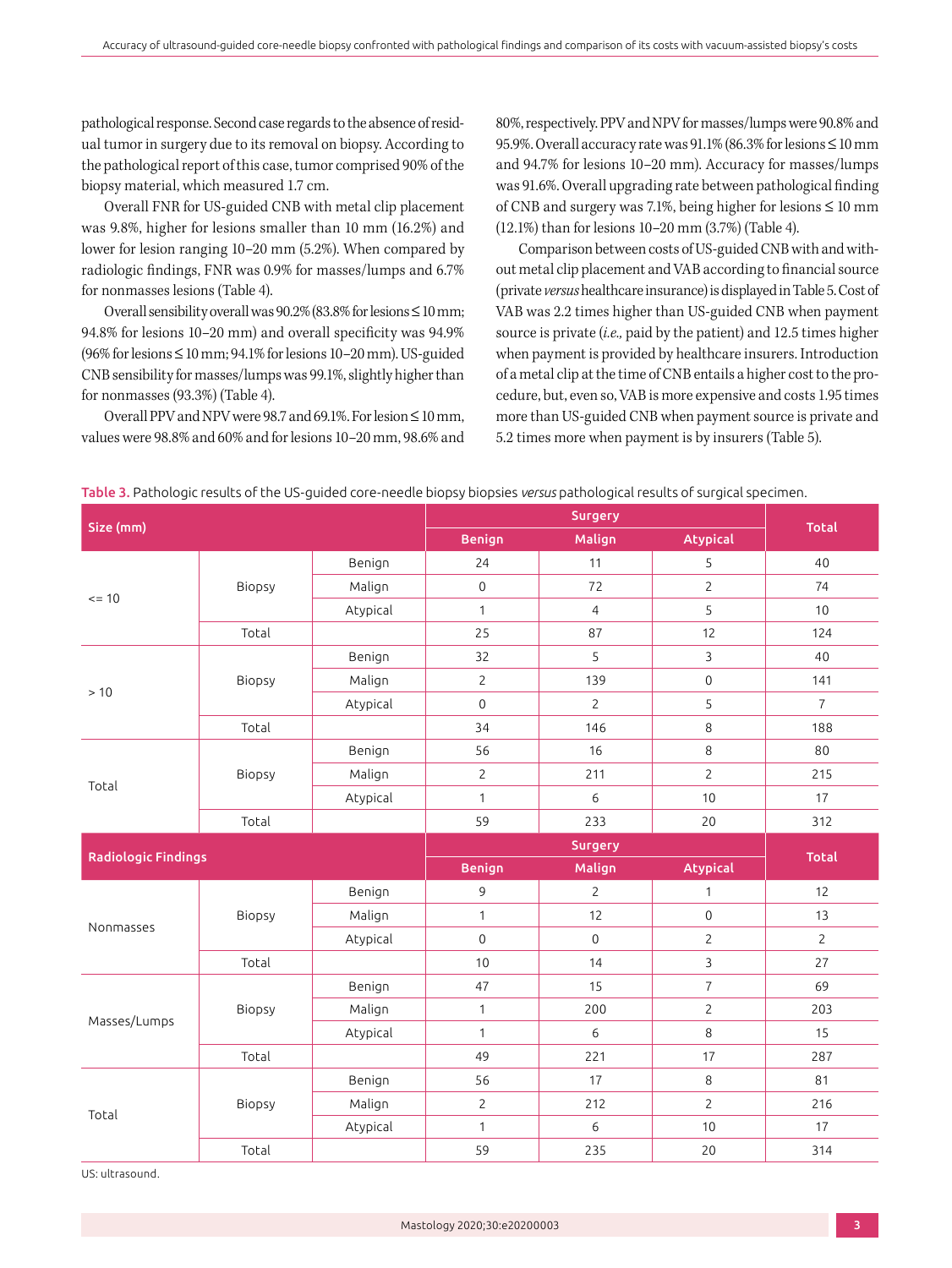pathological response. Second case regards to the absence of residual tumor in surgery due to its removal on biopsy. According to the pathological report of this case, tumor comprised 90% of the biopsy material, which measured 1.7 cm.

Overall FNR for US-guided CNB with metal clip placement was 9.8%, higher for lesions smaller than 10 mm (16.2%) and lower for lesion ranging 10–20 mm (5.2%). When compared by radiologic findings, FNR was 0.9% for masses/lumps and 6.7% for nonmasses lesions (Table 4).

Overall sensibility overall was 90.2% (83.8% for lesions ≤ 10 mm; 94.8% for lesions 10–20 mm) and overall specificity was 94.9% (96% for lesions ≤ 10 mm; 94.1% for lesions 10–20 mm). US-guided CNB sensibility for masses/lumps was 99.1%, slightly higher than for nonmasses (93.3%) (Table 4).

Overall PPV and NPV were 98.7 and 69.1%. For lesion ≤ 10 mm, values were 98.8% and 60% and for lesions 10–20 mm, 98.6% and 80%, respectively. PPV and NPV for masses/lumps were 90.8% and 95.9%. Overall accuracy rate was 91.1% (86.3% for lesions ≤ 10 mm and 94.7% for lesions 10–20 mm). Accuracy for masses/lumps was 91.6%. Overall upgrading rate between pathological finding of CNB and surgery was 7.1%, being higher for lesions ≤ 10 mm (12.1%) than for lesions 10–20 mm (3.7%) (Table 4).

Comparison between costs of US-guided CNB with and without metal clip placement and VAB according to financial source (private *versus* healthcare insurance) is displayed in Table 5. Cost of VAB was 2.2 times higher than US-guided CNB when payment source is private (*i.e.*, paid by the patient) and 12.5 times higher when payment is provided by healthcare insurers. Introduction of a metal clip at the time of CNB entails a higher cost to the procedure, but, even so, VAB is more expensive and costs 1.95 times more than US-guided CNB when payment source is private and 5.2 times more when payment is by insurers (Table 5).

**Table 3.** Pathologic results of the US-guided core-needle biopsy biopsies *versus* pathological results of surgical specimen.

| Size (mm) | | | Surgery | | | Total |
|---|---|---|---|---|---|---|
| | | | Benign | Malign | Atypical | |
| <= 10 | Biopsy | Benign | 24 | 11 | 5 | 40 |
| | | Malign | 0 | 72 | 2 | 74 |
| | | Atypical | 1 | 4 | 5 | 10 |
| | Total | | 25 | 87 | 12 | 124 |
| > 10 | Biopsy | Benign | 32 | 5 | 3 | 40 |
| | | Malign | 2 | 139 | 0 | 141 |
| | | Atypical | 0 | 2 | 5 | 7 |
| | Total | | 34 | 146 | 8 | 188 |
| Total | Biopsy | Benign | 56 | 16 | 8 | 80 |
| | | Malign | 2 | 211 | 2 | 215 |
| | | Atypical | 1 | 6 | 10 | 17 |
| | Total | | 59 | 233 | 20 | 312 |
| **Radiologic Findings** | | | **Surgery** | | | **Total** |
| | | | **Benign** | **Malign** | **Atypical** | |
| Nonmasses | Biopsy | Benign | 9 | 2 | 1 | 12 |
| | | Malign | 1 | 12 | 0 | 13 |
| | | Atypical | 0 | 0 | 2 | 2 |
| | Total | | 10 | 14 | 3 | 27 |
| Masses/Lumps | Biopsy | Benign | 47 | 15 | 7 | 69 |
| | | Malign | 1 | 200 | 2 | 203 |
| | | Atypical | 1 | 6 | 8 | 15 |
| | Total | | 49 | 221 | 17 | 287 |
| Total | Biopsy | Benign | 56 | 17 | 8 | 81 |
| | | Malign | 2 | 212 | 2 | 216 |
| | | Atypical | 1 | 6 | 10 | 17 |
| | Total | | 59 | 235 | 20 | 314 |

US: ultrasound.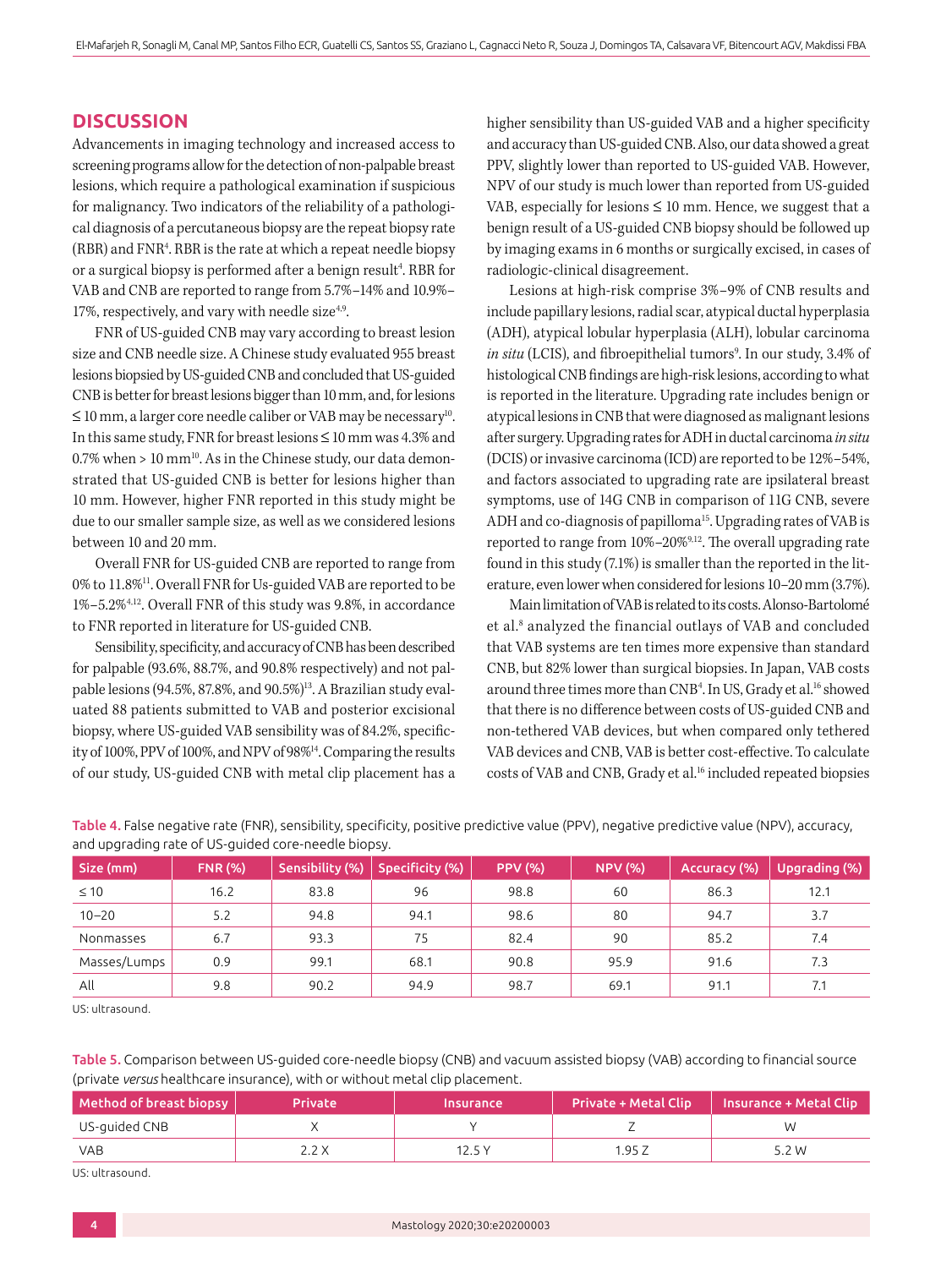## DISCUSSION

Advancements in imaging technology and increased access to screening programs allow for the detection of non-palpable breast lesions, which require a pathological examination if suspicious for malignancy. Two indicators of the reliability of a pathological diagnosis of a percutaneous biopsy are the repeat biopsy rate (RBR) and FNR[4]. RBR is the rate at which a repeat needle biopsy or a surgical biopsy is performed after a benign result[4]. RBR for VAB and CNB are reported to range from 5.7%–14% and 10.9%–17%, respectively, and vary with needle size[4,9].

FNR of US-guided CNB may vary according to breast lesion size and CNB needle size. A Chinese study evaluated 955 breast lesions biopsied by US-guided CNB and concluded that US-guided CNB is better for breast lesions bigger than 10 mm, and, for lesions ≤ 10 mm, a larger core needle caliber or VAB may be necessary[10]. In this same study, FNR for breast lesions ≤ 10 mm was 4.3% and 0.7% when > 10 mm[10]. As in the Chinese study, our data demonstrated that US-guided CNB is better for lesions higher than 10 mm. However, higher FNR reported in this study might be due to our smaller sample size, as well as we considered lesions between 10 and 20 mm.

Overall FNR for US-guided CNB are reported to range from 0% to 11.8%[11]. Overall FNR for Us-guided VAB are reported to be 1%–5.2%[4,12]. Overall FNR of this study was 9.8%, in accordance to FNR reported in literature for US-guided CNB.

Sensibility, specificity, and accuracy of CNB has been described for palpable (93.6%, 88.7%, and 90.8% respectively) and not palpable lesions (94.5%, 87.8%, and 90.5%)[13]. A Brazilian study evaluated 88 patients submitted to VAB and posterior excisional biopsy, where US-guided VAB sensibility was of 84.2%, specificity of 100%, PPV of 100%, and NPV of 98%[14]. Comparing the results of our study, US-guided CNB with metal clip placement has a higher sensibility than US-guided VAB and a higher specificity and accuracy than US-guided CNB. Also, our data showed a great PPV, slightly lower than reported to US-guided VAB. However, NPV of our study is much lower than reported from US-guided VAB, especially for lesions ≤ 10 mm. Hence, we suggest that a benign result of a US-guided CNB biopsy should be followed up by imaging exams in 6 months or surgically excised, in cases of radiologic-clinical disagreement.

Lesions at high-risk comprise 3%–9% of CNB results and include papillary lesions, radial scar, atypical ductal hyperplasia (ADH), atypical lobular hyperplasia (ALH), lobular carcinoma *in situ* (LCIS), and fibroepithelial tumors[9]. In our study, 3.4% of histological CNB findings are high-risk lesions, according to what is reported in the literature. Upgrading rate includes benign or atypical lesions in CNB that were diagnosed as malignant lesions after surgery. Upgrading rates for ADH in ductal carcinoma *in situ* (DCIS) or invasive carcinoma (ICD) are reported to be 12%–54%, and factors associated to upgrading rate are ipsilateral breast symptoms, use of 14G CNB in comparison of 11G CNB, severe ADH and co-diagnosis of papilloma[15]. Upgrading rates of VAB is reported to range from 10%–20%[9,12]. The overall upgrading rate found in this study (7.1%) is smaller than the reported in the literature, even lower when considered for lesions 10–20 mm (3.7%).

Main limitation of VAB is related to its costs. Alonso-Bartolomé et al.[8] analyzed the financial outlays of VAB and concluded that VAB systems are ten times more expensive than standard CNB, but 82% lower than surgical biopsies. In Japan, VAB costs around three times more than CNB[4]. In US, Grady et al.[16] showed that there is no difference between costs of US-guided CNB and non-tethered VAB devices, but when compared only tethered VAB devices and CNB, VAB is better cost-effective. To calculate costs of VAB and CNB, Grady et al.[16] included repeated biopsies

**Table 4.** False negative rate (FNR), sensibility, specificity, positive predictive value (PPV), negative predictive value (NPV), accuracy, and upgrading rate of US-guided core-needle biopsy.

| Size (mm) | FNR (%) | Sensibility (%) | Specificity (%) | PPV (%) | NPV (%) | Accuracy (%) | Upgrading (%) |
|---|---|---|---|---|---|---|---|
| ≤ 10 | 16.2 | 83.8 | 96 | 98.8 | 60 | 86.3 | 12.1 |
| 10–20 | 5.2 | 94.8 | 94.1 | 98.6 | 80 | 94.7 | 3.7 |
| Nonmasses | 6.7 | 93.3 | 75 | 82.4 | 90 | 85.2 | 7.4 |
| Masses/Lumps | 0.9 | 99.1 | 68.1 | 90.8 | 95.9 | 91.6 | 7.3 |
| All | 9.8 | 90.2 | 94.9 | 98.7 | 69.1 | 91.1 | 7.1 |

US: ultrasound.

**Table 5.** Comparison between US-guided core-needle biopsy (CNB) and vacuum assisted biopsy (VAB) according to financial source (private *versus* healthcare insurance), with or without metal clip placement.

| Method of breast biopsy | Private | Insurance | Private + Metal Clip | Insurance + Metal Clip |
|---|---|---|---|---|
| US-guided CNB | X | Y | Z | W |
| VAB | 2.2 X | 12.5 Y | 1.95 Z | 5.2 W |

US: ultrasound.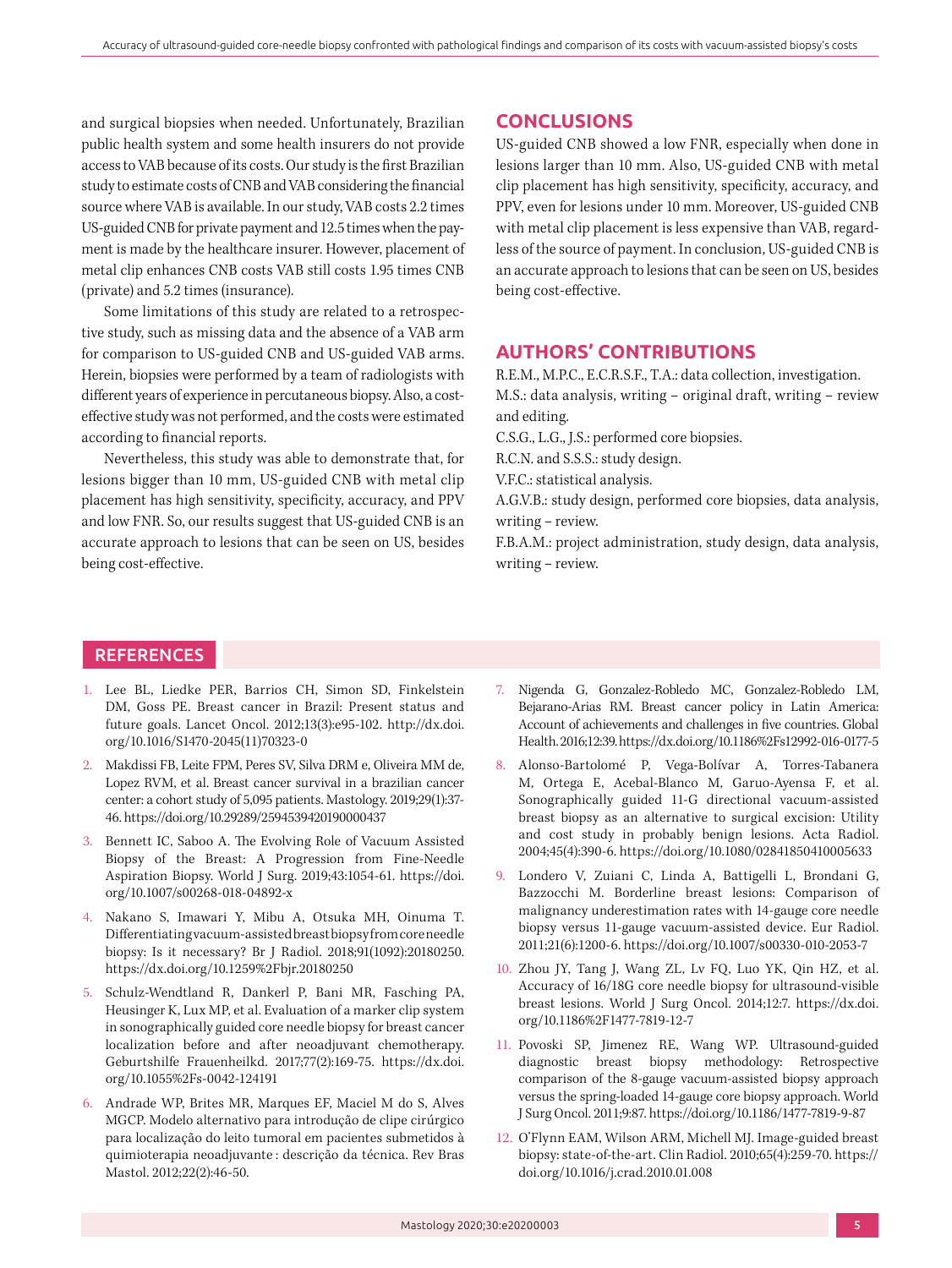and surgical biopsies when needed. Unfortunately, Brazilian public health system and some health insurers do not provide access to VAB because of its costs. Our study is the first Brazilian study to estimate costs of CNB and VAB considering the financial source where VAB is available. In our study, VAB costs 2.2 times US-guided CNB for private payment and 12.5 times when the payment is made by the healthcare insurer. However, placement of metal clip enhances CNB costs VAB still costs 1.95 times CNB (private) and 5.2 times (insurance).

Some limitations of this study are related to a retrospective study, such as missing data and the absence of a VAB arm for comparison to US-guided CNB and US-guided VAB arms. Herein, biopsies were performed by a team of radiologists with different years of experience in percutaneous biopsy. Also, a cost-effective study was not performed, and the costs were estimated according to financial reports.

Nevertheless, this study was able to demonstrate that, for lesions bigger than 10 mm, US-guided CNB with metal clip placement has high sensitivity, specificity, accuracy, and PPV and low FNR. So, our results suggest that US-guided CNB is an accurate approach to lesions that can be seen on US, besides being cost-effective.

## CONCLUSIONS

US-guided CNB showed a low FNR, especially when done in lesions larger than 10 mm. Also, US-guided CNB with metal clip placement has high sensitivity, specificity, accuracy, and PPV, even for lesions under 10 mm. Moreover, US-guided CNB with metal clip placement is less expensive than VAB, regardless of the source of payment. In conclusion, US-guided CNB is an accurate approach to lesions that can be seen on US, besides being cost-effective.

## AUTHORS' CONTRIBUTIONS

R.E.M., M.P.C., E.C.R.S.F., T.A.: data collection, investigation.

M.S.: data analysis, writing – original draft, writing – review and editing.

C.S.G., L.G., J.S.: performed core biopsies.

R.C.N. and S.S.S.: study design.

V.F.C.: statistical analysis.

A.G.V.B.: study design, performed core biopsies, data analysis, writing – review.

F.B.A.M.: project administration, study design, data analysis, writing – review.

## REFERENCES

1. Lee BL, Liedke PER, Barrios CH, Simon SD, Finkelstein DM, Goss PE. Breast cancer in Brazil: Present status and future goals. Lancet Oncol. 2012;13(3):e95-102. http://dx.doi.org/10.1016/S1470-2045(11)70323-0
2. Makdissi FB, Leite FPM, Peres SV, Silva DRM e, Oliveira MM de, Lopez RVM, et al. Breast cancer survival in a brazilian cancer center: a cohort study of 5,095 patients. Mastology. 2019;29(1):37-46. https://doi.org/10.29289/2594539420190000437
3. Bennett IC, Saboo A. The Evolving Role of Vacuum Assisted Biopsy of the Breast: A Progression from Fine-Needle Aspiration Biopsy. World J Surg. 2019;43:1054-61. https://doi.org/10.1007/s00268-018-04892-x
4. Nakano S, Imawari Y, Mibu A, Otsuka MH, Oinuma T. Differentiating vacuum-assisted breast biopsy from core needle biopsy: Is it necessary? Br J Radiol. 2018;91(1092):20180250. https://dx.doi.org/10.1259%2Fbjr.20180250
5. Schulz-Wendtland R, Dankerl P, Bani MR, Fasching PA, Heusinger K, Lux MP, et al. Evaluation of a marker clip system in sonographically guided core needle biopsy for breast cancer localization before and after neoadjuvant chemotherapy. Geburtshilfe Frauenheilkd. 2017;77(2):169-75. https://dx.doi.org/10.1055%2Fs-0042-124191
6. Andrade WP, Brites MR, Marques EF, Maciel M do S, Alves MGCP. Modelo alternativo para introdução de clipe cirúrgico para localização do leito tumoral em pacientes submetidos à quimioterapia neoadjuvante : descrição da técnica. Rev Bras Mastol. 2012;22(2):46-50.
7. Nigenda G, Gonzalez-Robledo MC, Gonzalez-Robledo LM, Bejarano-Arias RM. Breast cancer policy in Latin America: Account of achievements and challenges in five countries. Global Health. 2016;12:39. https://dx.doi.org/10.1186%2Fs12992-016-0177-5
8. Alonso-Bartolomé P, Vega-Bolívar A, Torres-Tabanera M, Ortega E, Acebal-Blanco M, Garuo-Ayensa F, et al. Sonographically guided 11-G directional vacuum-assisted breast biopsy as an alternative to surgical excision: Utility and cost study in probably benign lesions. Acta Radiol. 2004;45(4):390-6. https://doi.org/10.1080/02841850410005633
9. Londero V, Zuiani C, Linda A, Battigelli L, Brondani G, Bazzocchi M. Borderline breast lesions: Comparison of malignancy underestimation rates with 14-gauge core needle biopsy versus 11-gauge vacuum-assisted device. Eur Radiol. 2011;21(6):1200-6. https://doi.org/10.1007/s00330-010-2053-7
10. Zhou JY, Tang J, Wang ZL, Lv FQ, Luo YK, Qin HZ, et al. Accuracy of 16/18G core needle biopsy for ultrasound-visible breast lesions. World J Surg Oncol. 2014;12:7. https://dx.doi.org/10.1186%2F1477-7819-12-7
11. Povoski SP, Jimenez RE, Wang WP. Ultrasound-guided diagnostic breast biopsy methodology: Retrospective comparison of the 8-gauge vacuum-assisted biopsy approach versus the spring-loaded 14-gauge core biopsy approach. World J Surg Oncol. 2011;9:87. https://doi.org/10.1186/1477-7819-9-87
12. O'Flynn EAM, Wilson ARM, Michell MJ. Image-guided breast biopsy: state-of-the-art. Clin Radiol. 2010;65(4):259-70. https://doi.org/10.1016/j.crad.2010.01.008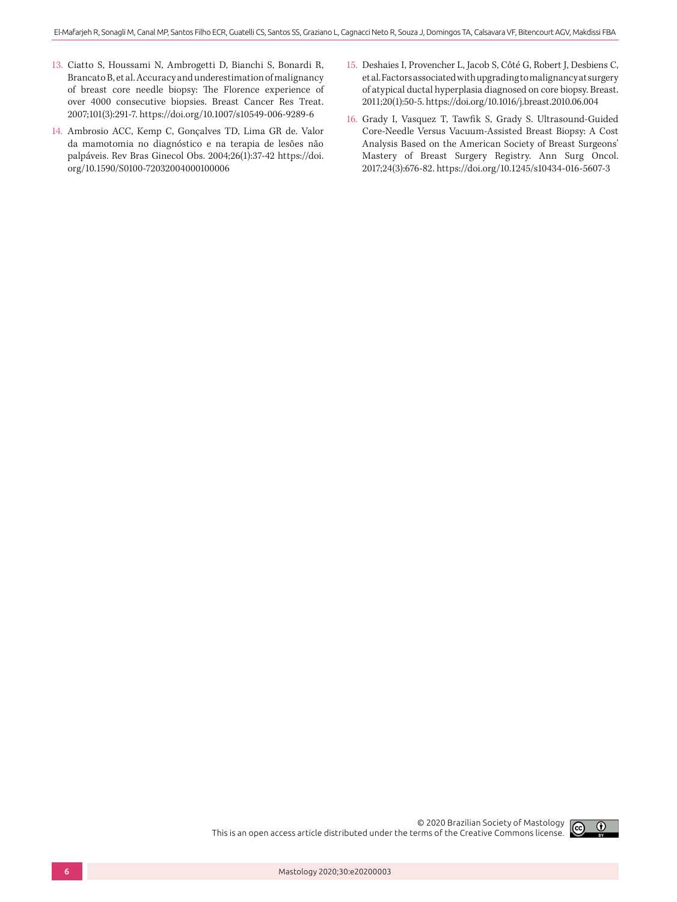13. Ciatto S, Houssami N, Ambrogetti D, Bianchi S, Bonardi R, Brancato B, et al. Accuracy and underestimation of malignancy of breast core needle biopsy: The Florence experience of over 4000 consecutive biopsies. Breast Cancer Res Treat. 2007;101(3):291-7. https://doi.org/10.1007/s10549-006-9289-6
14. Ambrosio ACC, Kemp C, Gonçalves TD, Lima GR de. Valor da mamotomia no diagnóstico e na terapia de lesões não palpáveis. Rev Bras Ginecol Obs. 2004;26(1):37-42 https://doi.org/10.1590/S0100-72032004000100006
15. Deshaies I, Provencher L, Jacob S, Côté G, Robert J, Desbiens C, et al. Factors associated with upgrading to malignancy at surgery of atypical ductal hyperplasia diagnosed on core biopsy. Breast. 2011;20(1):50-5. https://doi.org/10.1016/j.breast.2010.06.004
16. Grady I, Vasquez T, Tawfik S, Grady S. Ultrasound-Guided Core-Needle Versus Vacuum-Assisted Breast Biopsy: A Cost Analysis Based on the American Society of Breast Surgeons' Mastery of Breast Surgery Registry. Ann Surg Oncol. 2017;24(3):676-82. https://doi.org/10.1245/s10434-016-5607-3

© 2020 Brazilian Society of Mastology
This is an open access article distributed under the terms of the Creative Commons license.